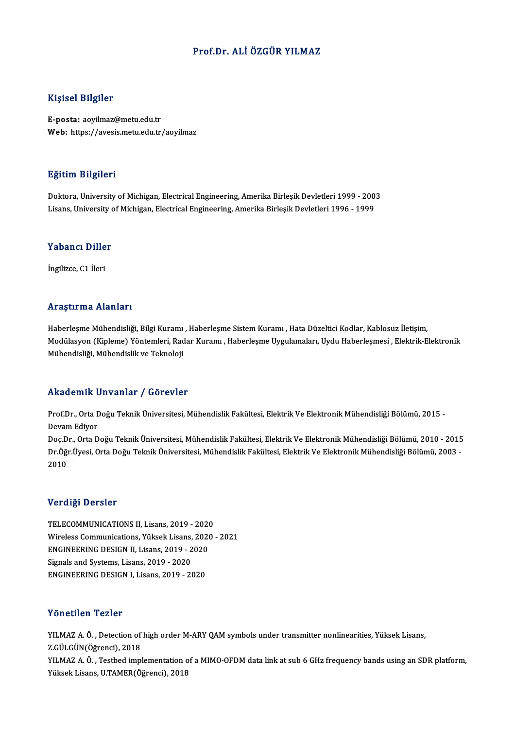# Prof.Dr. ALİ ÖZGÜR YILMAZ

## Kişisel Bilgiler

**E-posta:** aoyilmaz@metu.edu.tr
**Web:** https://avesis.metu.edu.tr/aoyilmaz

## Eğitim Bilgileri

Doktora, University of Michigan, Electrical Engineering, Amerika Birleşik Devletleri 1999 - 2003
Lisans, University of Michigan, Electrical Engineering, Amerika Birleşik Devletleri 1996 - 1999

## Yabancı Diller

İngilizce, C1 İleri

## Araştırma Alanları

Haberleşme Mühendisliği, Bilgi Kuramı , Haberleşme Sistem Kuramı , Hata Düzeltici Kodlar, Kablosuz İletişim, Modülasyon (Kipleme) Yöntemleri, Radar Kuramı , Haberleşme Uygulamaları, Uydu Haberleşmesi , Elektrik-Elektronik Mühendisliği, Mühendislik ve Teknoloji

## Akademik Unvanlar / Görevler

Prof.Dr., Orta Doğu Teknik Üniversitesi, Mühendislik Fakültesi, Elektrik Ve Elektronik Mühendisliği Bölümü, 2015 - Devam Ediyor
Doç.Dr., Orta Doğu Teknik Üniversitesi, Mühendislik Fakültesi, Elektrik Ve Elektronik Mühendisliği Bölümü, 2010 - 2015
Dr.Öğr.Üyesi, Orta Doğu Teknik Üniversitesi, Mühendislik Fakültesi, Elektrik Ve Elektronik Mühendisliği Bölümü, 2003 - 2010

## Verdiği Dersler

TELECOMMUNICATIONS II, Lisans, 2019 - 2020
Wireless Communications, Yüksek Lisans, 2020 - 2021
ENGINEERING DESIGN II, Lisans, 2019 - 2020
Signals and Systems, Lisans, 2019 - 2020
ENGINEERING DESIGN I, Lisans, 2019 - 2020

## Yönetilen Tezler

YILMAZ A. Ö. , Detection of high order M-ARY QAM symbols under transmitter nonlinearities, Yüksek Lisans, Z.GÜLGÜN(Öğrenci), 2018
YILMAZ A. Ö. , Testbed implementation of a MIMO-OFDM data link at sub 6 GHz frequency bands using an SDR platform, Yüksek Lisans, U.TAMER(Öğrenci), 2018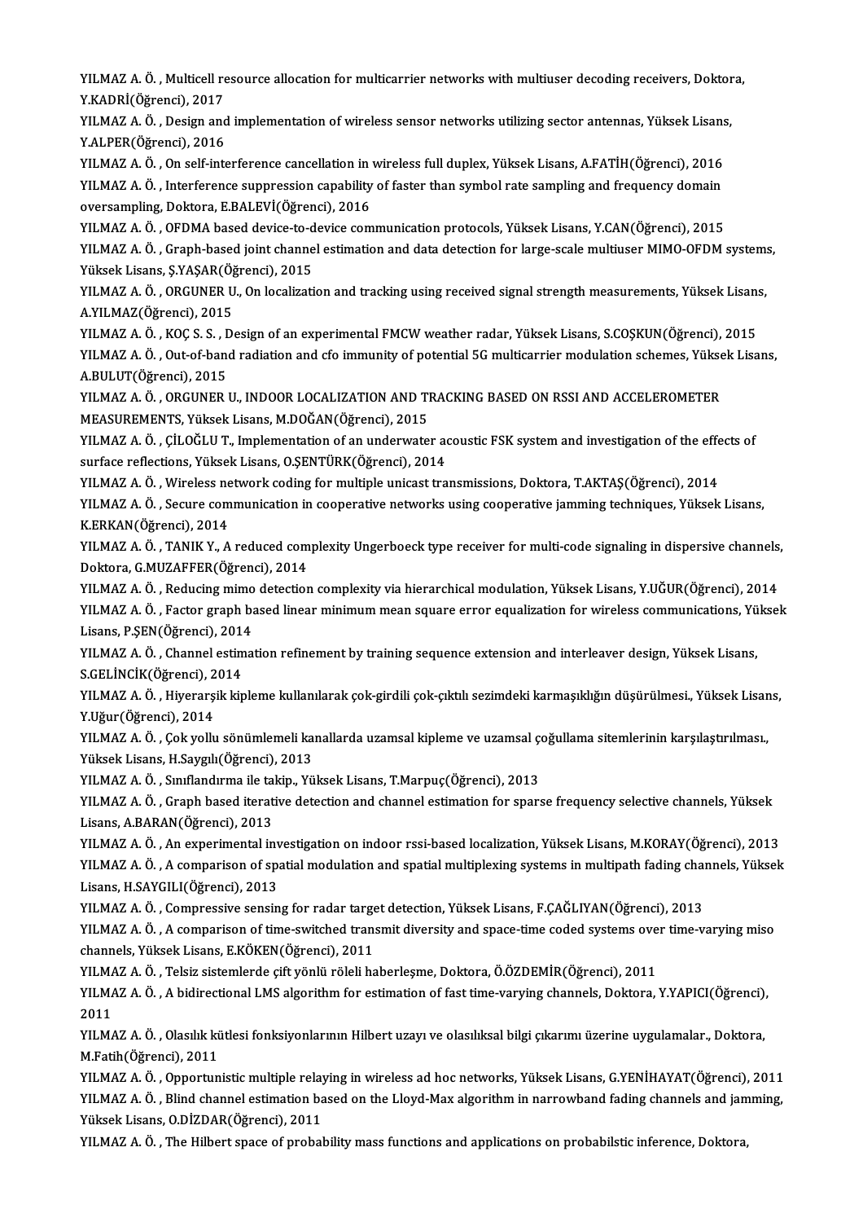YILMAZ A. Ö. , Multicell resource allocation for multicarrier networks with multiuser decoding receivers, Doktora, Y.KADRİ(Öğrenci), 2017

YILMAZ A. Ö. , Design and implementation of wireless sensor networks utilizing sector antennas, Yüksek Lisans, Y.ALPER(Öğrenci), 2016

YILMAZ A. Ö. , On self-interference cancellation in wireless full duplex, Yüksek Lisans, A.FATİH(Öğrenci), 2016

YILMAZ A. Ö. , Interference suppression capability of faster than symbol rate sampling and frequency domain oversampling, Doktora, E.BALEVİ(Öğrenci), 2016

YILMAZ A. Ö. , OFDMA based device-to-device communication protocols, Yüksek Lisans, Y.CAN(Öğrenci), 2015

YILMAZ A. Ö. , Graph-based joint channel estimation and data detection for large-scale multiuser MIMO-OFDM systems, Yüksek Lisans, Ş.YAŞAR(Öğrenci), 2015

YILMAZ A. Ö. , ORGUNER U., On localization and tracking using received signal strength measurements, Yüksek Lisans, A.YILMAZ(Öğrenci), 2015

YILMAZ A. Ö. , KOÇ S. S. , Design of an experimental FMCW weather radar, Yüksek Lisans, S.COŞKUN(Öğrenci), 2015

YILMAZ A. Ö. , Out-of-band radiation and cfo immunity of potential 5G multicarrier modulation schemes, Yüksek Lisans, A.BULUT(Öğrenci), 2015

YILMAZ A. Ö. , ORGUNER U., INDOOR LOCALIZATION AND TRACKING BASED ON RSSI AND ACCELEROMETER MEASUREMENTS, Yüksek Lisans, M.DOĞAN(Öğrenci), 2015

YILMAZ A. Ö. , ÇİLOĞLU T., Implementation of an underwater acoustic FSK system and investigation of the effects of surface reflections, Yüksek Lisans, O.ŞENTÜRK(Öğrenci), 2014

YILMAZ A. Ö. , Wireless network coding for multiple unicast transmissions, Doktora, T.AKTAŞ(Öğrenci), 2014

YILMAZ A. Ö. , Secure communication in cooperative networks using cooperative jamming techniques, Yüksek Lisans, K.ERKAN(Öğrenci), 2014

YILMAZ A. Ö. , TANIK Y., A reduced complexity Ungerboeck type receiver for multi-code signaling in dispersive channels, Doktora, G.MUZAFFER(Öğrenci), 2014

YILMAZ A. Ö. , Reducing mimo detection complexity via hierarchical modulation, Yüksek Lisans, Y.UĞUR(Öğrenci), 2014

YILMAZ A. Ö. , Factor graph based linear minimum mean square error equalization for wireless communications, Yüksek Lisans, P.ŞEN(Öğrenci), 2014

YILMAZ A. Ö. , Channel estimation refinement by training sequence extension and interleaver design, Yüksek Lisans, S.GELİNCİK(Öğrenci), 2014

YILMAZ A. Ö. , Hiyerarşik kipleme kullanılarak çok-girdili çok-çıktılı sezimdeki karmaşıklığın düşürülmesi., Yüksek Lisans, Y.Uğur(Öğrenci), 2014

YILMAZ A. Ö. , Çok yollu sönümlemeli kanallarda uzamsal kipleme ve uzamsal çoğullama sitemlerinin karşılaştırılması., Yüksek Lisans, H.Saygılı(Öğrenci), 2013

YILMAZ A. Ö. , Sınıflandırma ile takip., Yüksek Lisans, T.Marpuç(Öğrenci), 2013

YILMAZ A. Ö. , Graph based iterative detection and channel estimation for sparse frequency selective channels, Yüksek Lisans, A.BARAN(Öğrenci), 2013

YILMAZ A. Ö. , An experimental investigation on indoor rssi-based localization, Yüksek Lisans, M.KORAY(Öğrenci), 2013

YILMAZ A. Ö. , A comparison of spatial modulation and spatial multiplexing systems in multipath fading channels, Yüksek Lisans, H.SAYGILI(Öğrenci), 2013

YILMAZ A. Ö. , Compressive sensing for radar target detection, Yüksek Lisans, F.ÇAĞLIYAN(Öğrenci), 2013

YILMAZ A. Ö. , A comparison of time-switched transmit diversity and space-time coded systems over time-varying miso channels, Yüksek Lisans, E.KÖKEN(Öğrenci), 2011

YILMAZ A. Ö. , Telsiz sistemlerde çift yönlü röleli haberleşme, Doktora, Ö.ÖZDEMİR(Öğrenci), 2011

YILMAZ A. Ö. , A bidirectional LMS algorithm for estimation of fast time-varying channels, Doktora, Y.YAPICI(Öğrenci), 2011

YILMAZ A. Ö. , Olasılık kütlesi fonksiyonlarının Hilbert uzayı ve olasılıksal bilgi çıkarımı üzerine uygulamalar., Doktora, M.Fatih(Öğrenci), 2011

YILMAZ A. Ö. , Opportunistic multiple relaying in wireless ad hoc networks, Yüksek Lisans, G.YENİHAYAT(Öğrenci), 2011

YILMAZ A. Ö. , Blind channel estimation based on the Lloyd-Max algorithm in narrowband fading channels and jamming, Yüksek Lisans, O.DİZDAR(Öğrenci), 2011

YILMAZ A. Ö. , The Hilbert space of probability mass functions and applications on probabilstic inference, Doktora,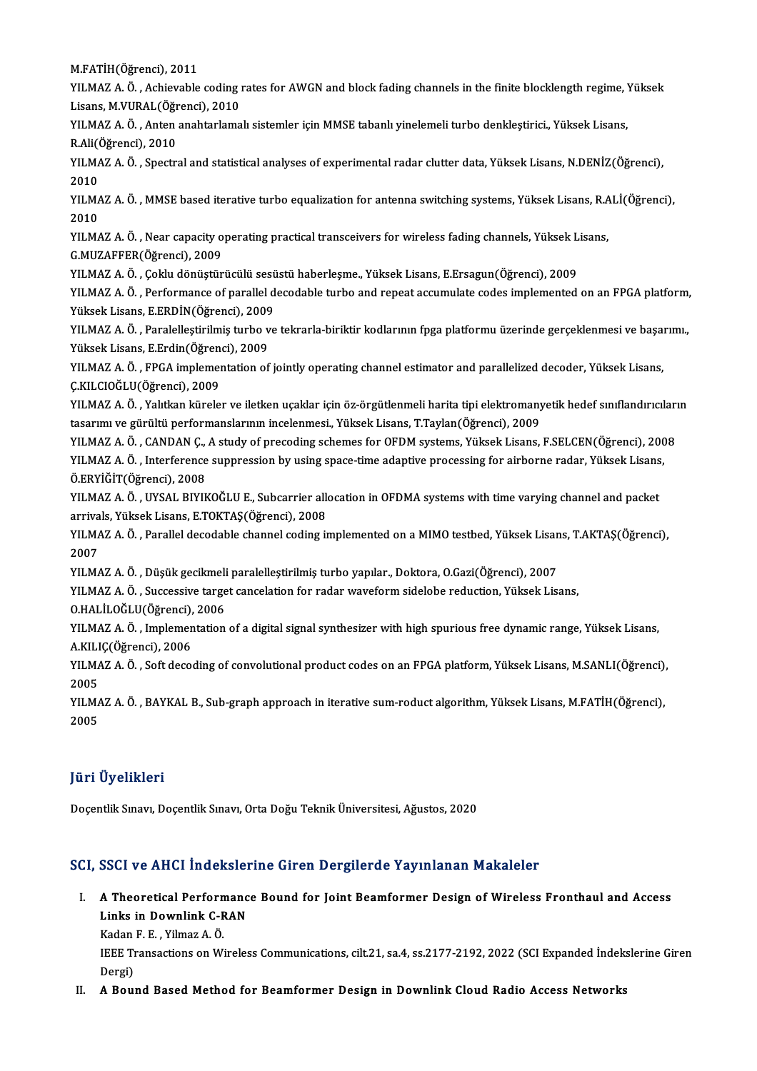M.FATİH(Öğrenci), 2011

YILMAZ A. Ö. , Achievable coding rates for AWGN and block fading channels in the finite blocklength regime, Yüksek Lisans, M.VURAL(Öğrenci), 2010

YILMAZ A. Ö. , Anten anahtarlamalı sistemler için MMSE tabanlı yinelemeli turbo denkleştirici., Yüksek Lisans, R.Ali(Öğrenci), 2010

YILMAZ A. Ö. , Spectral and statistical analyses of experimental radar clutter data, Yüksek Lisans, N.DENİZ(Öğrenci), 2010

YILMAZ A. Ö. , MMSE based iterative turbo equalization for antenna switching systems, Yüksek Lisans, R.ALİ(Öğrenci), 2010

YILMAZ A. Ö. , Near capacity operating practical transceivers for wireless fading channels, Yüksek Lisans, G.MUZAFFER(Öğrenci), 2009

YILMAZ A. Ö. , Çoklu dönüştürücülü sesüstü haberleşme., Yüksek Lisans, E.Ersagun(Öğrenci), 2009

YILMAZ A. Ö. , Performance of parallel decodable turbo and repeat accumulate codes implemented on an FPGA platform, Yüksek Lisans, E.ERDİN(Öğrenci), 2009

YILMAZ A. Ö. , Paralelleştirilmiş turbo ve tekrarla-biriktir kodlarının fpga platformu üzerinde gerçeklenmesi ve başarımı., Yüksek Lisans, E.Erdin(Öğrenci), 2009

YILMAZ A. Ö. , FPGA implementation of jointly operating channel estimator and parallelized decoder, Yüksek Lisans, Ç.KILCIOĞLU(Öğrenci), 2009

YILMAZ A. Ö. , Yalıtkan küreler ve iletken uçaklar için öz-örgütlenmeli harita tipi elektromanyetik hedef sınıflandırıcıların tasarımı ve gürültü performanslarının incelenmesi., Yüksek Lisans, T.Taylan(Öğrenci), 2009

YILMAZ A. Ö. , CANDAN Ç., A study of precoding schemes for OFDM systems, Yüksek Lisans, F.SELCEN(Öğrenci), 2008

YILMAZ A. Ö. , Interference suppression by using space-time adaptive processing for airborne radar, Yüksek Lisans, Ö.ERYİĞİT(Öğrenci), 2008

YILMAZ A. Ö. , UYSAL BIYIKOĞLU E., Subcarrier allocation in OFDMA systems with time varying channel and packet arrivals, Yüksek Lisans, E.TOKTAŞ(Öğrenci), 2008

YILMAZ A. Ö. , Parallel decodable channel coding implemented on a MIMO testbed, Yüksek Lisans, T.AKTAŞ(Öğrenci), 2007

YILMAZ A. Ö. , Düşük gecikmeli paralelleştirilmiş turbo yapılar., Doktora, O.Gazi(Öğrenci), 2007

YILMAZ A. Ö. , Successive target cancelation for radar waveform sidelobe reduction, Yüksek Lisans, O.HALİLOĞLU(Öğrenci), 2006

YILMAZ A. Ö. , Implementation of a digital signal synthesizer with high spurious free dynamic range, Yüksek Lisans, A.KILIÇ(Öğrenci), 2006

YILMAZ A. Ö. , Soft decoding of convolutional product codes on an FPGA platform, Yüksek Lisans, M.SANLI(Öğrenci), 2005

YILMAZ A. Ö. , BAYKAL B., Sub-graph approach in iterative sum-roduct algorithm, Yüksek Lisans, M.FATİH(Öğrenci), 2005

## Jüri Üyelikleri

Doçentlik Sınavı, Doçentlik Sınavı, Orta Doğu Teknik Üniversitesi, Ağustos, 2020

## SCI, SSCI ve AHCI İndekslerine Giren Dergilerde Yayınlanan Makaleler

I. **A Theoretical Performance Bound for Joint Beamformer Design of Wireless Fronthaul and Access Links in Downlink C-RAN**
   Kadan F. E. , Yilmaz A. Ö.
   IEEE Transactions on Wireless Communications, cilt.21, sa.4, ss.2177-2192, 2022 (SCI Expanded İndekslerine Giren Dergi)

II. **A Bound Based Method for Beamformer Design in Downlink Cloud Radio Access Networks**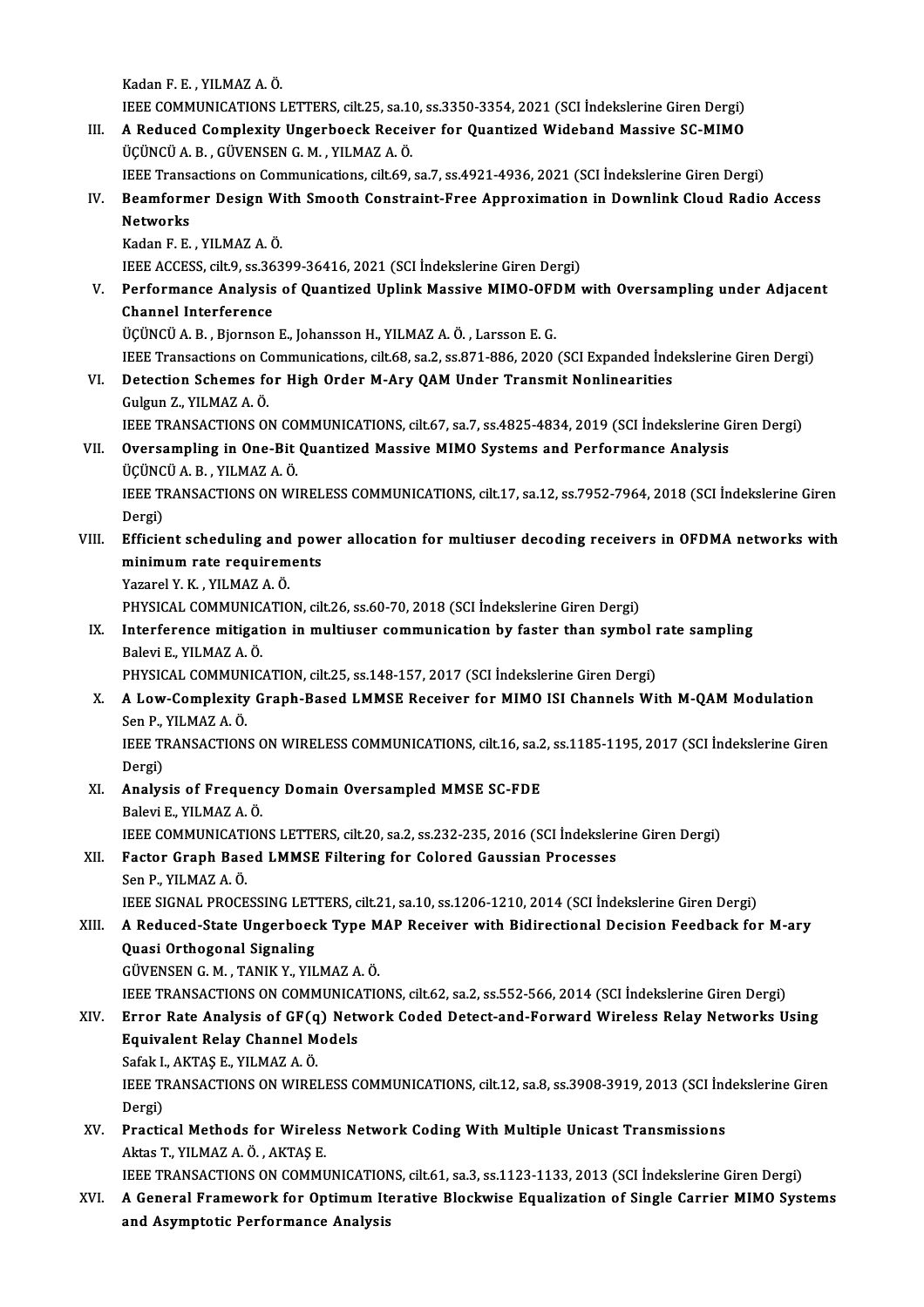Kadan F. E. , YILMAZ A. Ö.
IEEE COMMUNICATIONS LETTERS, cilt.25, sa.10, ss.3350-3354, 2021 (SCI İndekslerine Giren Dergi)

III. **A Reduced Complexity Ungerboeck Receiver for Quantized Wideband Massive SC-MIMO**
ÜÇÜNCÜ A. B. , GÜVENSEN G. M. , YILMAZ A. Ö.
IEEE Transactions on Communications, cilt.69, sa.7, ss.4921-4936, 2021 (SCI İndekslerine Giren Dergi)

IV. **Beamformer Design With Smooth Constraint-Free Approximation in Downlink Cloud Radio Access Networks**
Kadan F. E. , YILMAZ A. Ö.
IEEE ACCESS, cilt.9, ss.36399-36416, 2021 (SCI İndekslerine Giren Dergi)

V. **Performance Analysis of Quantized Uplink Massive MIMO-OFDM with Oversampling under Adjacent Channel Interference**
ÜÇÜNCÜ A. B. , Bjornson E., Johansson H., YILMAZ A. Ö. , Larsson E. G.
IEEE Transactions on Communications, cilt.68, sa.2, ss.871-886, 2020 (SCI Expanded İndekslerine Giren Dergi)

VI. **Detection Schemes for High Order M-Ary QAM Under Transmit Nonlinearities**
Gulgun Z., YILMAZ A. Ö.
IEEE TRANSACTIONS ON COMMUNICATIONS, cilt.67, sa.7, ss.4825-4834, 2019 (SCI İndekslerine Giren Dergi)

VII. **Oversampling in One-Bit Quantized Massive MIMO Systems and Performance Analysis**
ÜÇÜNCÜ A. B. , YILMAZ A. Ö.
IEEE TRANSACTIONS ON WIRELESS COMMUNICATIONS, cilt.17, sa.12, ss.7952-7964, 2018 (SCI İndekslerine Giren Dergi)

VIII. **Efficient scheduling and power allocation for multiuser decoding receivers in OFDMA networks with minimum rate requirements**
Yazarel Y. K. , YILMAZ A. Ö.
PHYSICAL COMMUNICATION, cilt.26, ss.60-70, 2018 (SCI İndekslerine Giren Dergi)

IX. **Interference mitigation in multiuser communication by faster than symbol rate sampling**
Balevi E., YILMAZ A. Ö.
PHYSICAL COMMUNICATION, cilt.25, ss.148-157, 2017 (SCI İndekslerine Giren Dergi)

X. **A Low-Complexity Graph-Based LMMSE Receiver for MIMO ISI Channels With M-QAM Modulation**
Sen P., YILMAZ A. Ö.
IEEE TRANSACTIONS ON WIRELESS COMMUNICATIONS, cilt.16, sa.2, ss.1185-1195, 2017 (SCI İndekslerine Giren Dergi)

XI. **Analysis of Frequency Domain Oversampled MMSE SC-FDE**
Balevi E., YILMAZ A. Ö.
IEEE COMMUNICATIONS LETTERS, cilt.20, sa.2, ss.232-235, 2016 (SCI İndekslerine Giren Dergi)

XII. **Factor Graph Based LMMSE Filtering for Colored Gaussian Processes**
Sen P., YILMAZ A. Ö.
IEEE SIGNAL PROCESSING LETTERS, cilt.21, sa.10, ss.1206-1210, 2014 (SCI İndekslerine Giren Dergi)

XIII. **A Reduced-State Ungerboeck Type MAP Receiver with Bidirectional Decision Feedback for M-ary Quasi Orthogonal Signaling**
GÜVENSEN G. M. , TANIK Y., YILMAZ A. Ö.
IEEE TRANSACTIONS ON COMMUNICATIONS, cilt.62, sa.2, ss.552-566, 2014 (SCI İndekslerine Giren Dergi)

XIV. **Error Rate Analysis of GF(q) Network Coded Detect-and-Forward Wireless Relay Networks Using Equivalent Relay Channel Models**
Safak I., AKTAŞ E., YILMAZ A. Ö.
IEEE TRANSACTIONS ON WIRELESS COMMUNICATIONS, cilt.12, sa.8, ss.3908-3919, 2013 (SCI İndekslerine Giren Dergi)

XV. **Practical Methods for Wireless Network Coding With Multiple Unicast Transmissions**
Aktas T., YILMAZ A. Ö. , AKTAŞ E.
IEEE TRANSACTIONS ON COMMUNICATIONS, cilt.61, sa.3, ss.1123-1133, 2013 (SCI İndekslerine Giren Dergi)

XVI. **A General Framework for Optimum Iterative Blockwise Equalization of Single Carrier MIMO Systems and Asymptotic Performance Analysis**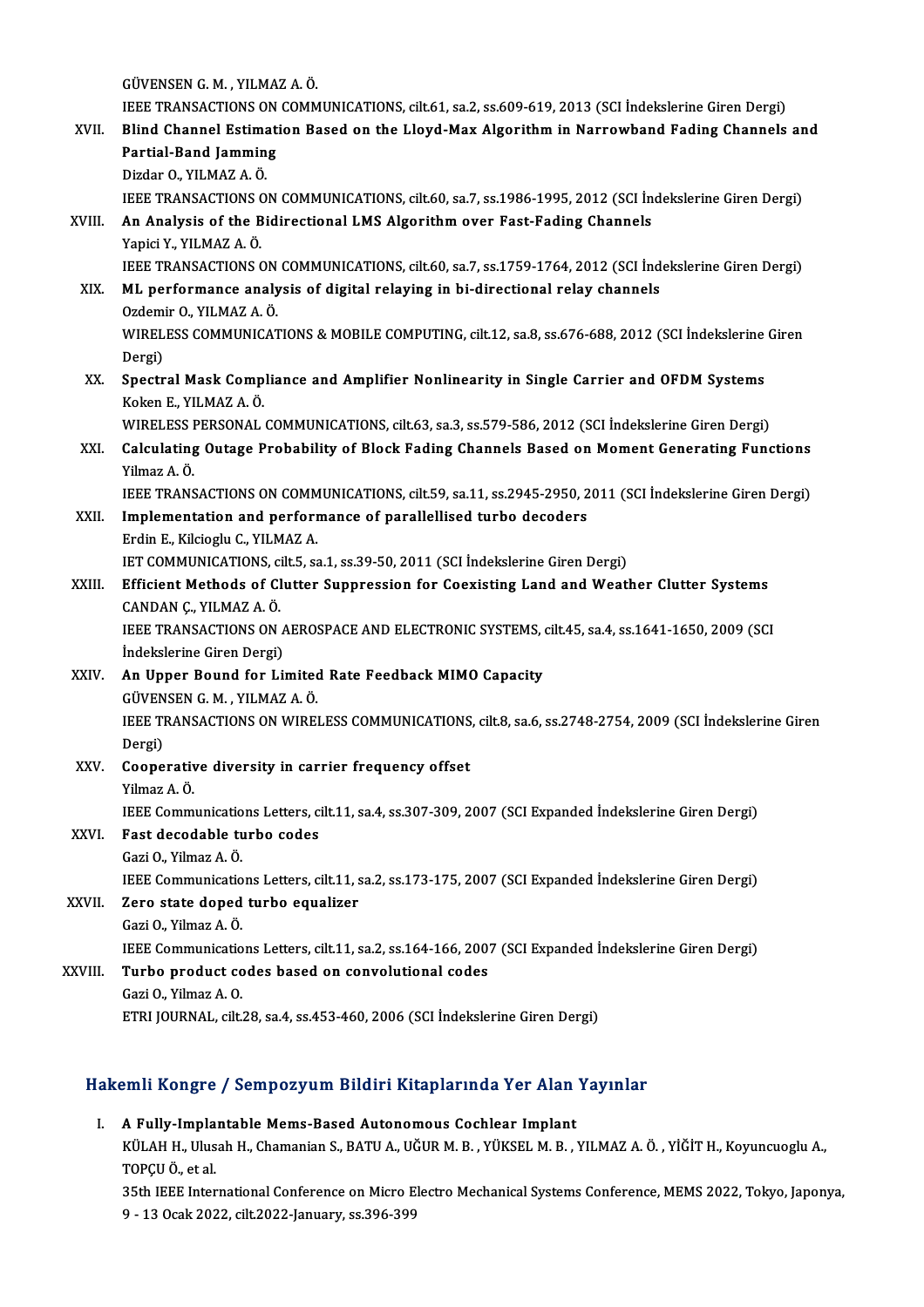GÜVENSEN G. M. , YILMAZ A. Ö.
IEEE TRANSACTIONS ON COMMUNICATIONS, cilt.61, sa.2, ss.609-619, 2013 (SCI İndekslerine Giren Dergi)

XVII. **Blind Channel Estimation Based on the Lloyd-Max Algorithm in Narrowband Fading Channels and Partial-Band Jamming**
Dizdar O., YILMAZ A. Ö.
IEEE TRANSACTIONS ON COMMUNICATIONS, cilt.60, sa.7, ss.1986-1995, 2012 (SCI İndekslerine Giren Dergi)

XVIII. **An Analysis of the Bidirectional LMS Algorithm over Fast-Fading Channels**
Yapici Y., YILMAZ A. Ö.
IEEE TRANSACTIONS ON COMMUNICATIONS, cilt.60, sa.7, ss.1759-1764, 2012 (SCI İndekslerine Giren Dergi)

XIX. **ML performance analysis of digital relaying in bi-directional relay channels**
Ozdemir O., YILMAZ A. Ö.
WIRELESS COMMUNICATIONS & MOBILE COMPUTING, cilt.12, sa.8, ss.676-688, 2012 (SCI İndekslerine Giren Dergi)

XX. **Spectral Mask Compliance and Amplifier Nonlinearity in Single Carrier and OFDM Systems**
Koken E., YILMAZ A. Ö.
WIRELESS PERSONAL COMMUNICATIONS, cilt.63, sa.3, ss.579-586, 2012 (SCI İndekslerine Giren Dergi)

XXI. **Calculating Outage Probability of Block Fading Channels Based on Moment Generating Functions**
Yilmaz A. Ö.
IEEE TRANSACTIONS ON COMMUNICATIONS, cilt.59, sa.11, ss.2945-2950, 2011 (SCI İndekslerine Giren Dergi)

XXII. **Implementation and performance of parallellised turbo decoders**
Erdin E., Kilcioglu C., YILMAZ A.
IET COMMUNICATIONS, cilt.5, sa.1, ss.39-50, 2011 (SCI İndekslerine Giren Dergi)

XXIII. **Efficient Methods of Clutter Suppression for Coexisting Land and Weather Clutter Systems**
CANDAN Ç., YILMAZ A. Ö.
IEEE TRANSACTIONS ON AEROSPACE AND ELECTRONIC SYSTEMS, cilt.45, sa.4, ss.1641-1650, 2009 (SCI İndekslerine Giren Dergi)

XXIV. **An Upper Bound for Limited Rate Feedback MIMO Capacity**
GÜVENSEN G. M. , YILMAZ A. Ö.
IEEE TRANSACTIONS ON WIRELESS COMMUNICATIONS, cilt.8, sa.6, ss.2748-2754, 2009 (SCI İndekslerine Giren Dergi)

XXV. **Cooperative diversity in carrier frequency offset**
Yilmaz A. Ö.
IEEE Communications Letters, cilt.11, sa.4, ss.307-309, 2007 (SCI Expanded İndekslerine Giren Dergi)

XXVI. **Fast decodable turbo codes**
Gazi O., Yilmaz A. Ö.
IEEE Communications Letters, cilt.11, sa.2, ss.173-175, 2007 (SCI Expanded İndekslerine Giren Dergi)

XXVII. **Zero state doped turbo equalizer**
Gazi O., Yilmaz A. Ö.
IEEE Communications Letters, cilt.11, sa.2, ss.164-166, 2007 (SCI Expanded İndekslerine Giren Dergi)

XXVIII. **Turbo product codes based on convolutional codes**
Gazi O., Yilmaz A. O.
ETRI JOURNAL, cilt.28, sa.4, ss.453-460, 2006 (SCI İndekslerine Giren Dergi)

## Hakemli Kongre / Sempozyum Bildiri Kitaplarında Yer Alan Yayınlar

I. **A Fully-Implantable Mems-Based Autonomous Cochlear Implant**
KÜLAH H., Ulusan H., Chamanian S., BATU A., UĞUR M. B. , YÜKSEL M. B. , YILMAZ A. Ö. , YİĞİT H., Koyuncuoglu A., TOPÇU Ö., et al.
35th IEEE International Conference on Micro Electro Mechanical Systems Conference, MEMS 2022, Tokyo, Japonya, 9 - 13 Ocak 2022, cilt.2022-January, ss.396-399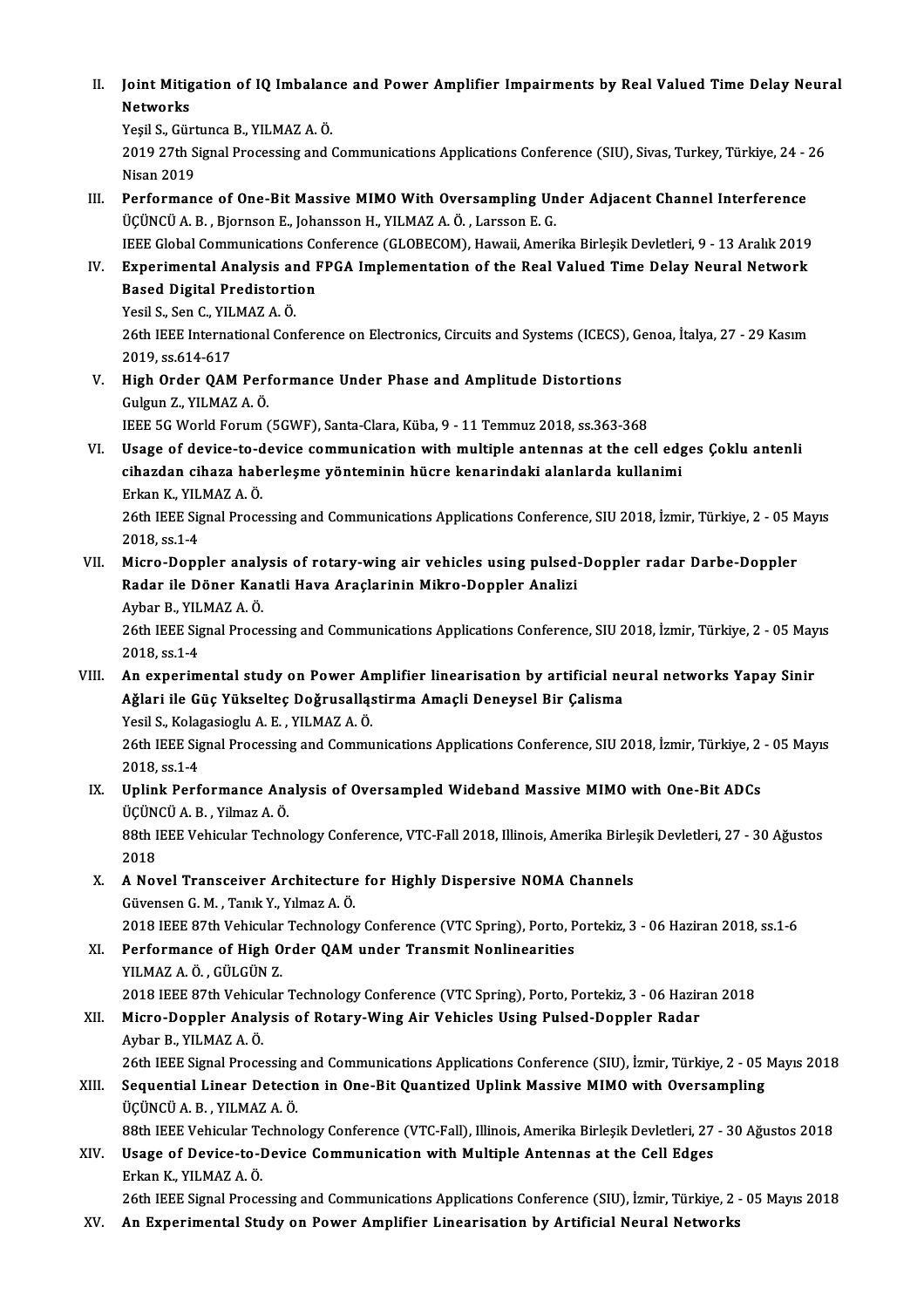II. **Joint Mitigation of IQ Imbalance and Power Amplifier Impairments by Real Valued Time Delay Neural Networks**
Yeşil S., Gürtunca B., YILMAZ A. Ö.
2019 27th Signal Processing and Communications Applications Conference (SIU), Sivas, Turkey, Türkiye, 24 - 26 Nisan 2019

III. **Performance of One-Bit Massive MIMO With Oversampling Under Adjacent Channel Interference**
ÜÇÜNCÜ A. B. , Bjornson E., Johansson H., YILMAZ A. Ö. , Larsson E. G.
IEEE Global Communications Conference (GLOBECOM), Hawaii, Amerika Birleşik Devletleri, 9 - 13 Aralık 2019

IV. **Experimental Analysis and FPGA Implementation of the Real Valued Time Delay Neural Network Based Digital Predistortion**
Yesil S., Sen C., YILMAZ A. Ö.
26th IEEE International Conference on Electronics, Circuits and Systems (ICECS), Genoa, İtalya, 27 - 29 Kasım 2019, ss.614-617

V. **High Order QAM Performance Under Phase and Amplitude Distortions**
Gulgun Z., YILMAZ A. Ö.
IEEE 5G World Forum (5GWF), Santa-Clara, Küba, 9 - 11 Temmuz 2018, ss.363-368

VI. **Usage of device-to-device communication with multiple antennas at the cell edges Çoklu antenli cihazdan cihaza haberleşme yönteminin hücre kenarindaki alanlarda kullanimi**
Erkan K., YILMAZ A. Ö.
26th IEEE Signal Processing and Communications Applications Conference, SIU 2018, İzmir, Türkiye, 2 - 05 Mayıs 2018, ss.1-4

VII. **Micro-Doppler analysis of rotary-wing air vehicles using pulsed-Doppler radar Darbe-Doppler Radar ile Döner Kanatli Hava Araçlarinin Mikro-Doppler Analizi**
Aybar B., YILMAZ A. Ö.
26th IEEE Signal Processing and Communications Applications Conference, SIU 2018, İzmir, Türkiye, 2 - 05 Mayıs 2018, ss.1-4

VIII. **An experimental study on Power Amplifier linearisation by artificial neural networks Yapay Sinir Ağlari ile Güç Yükselteç Doğrusallaştirma Amaçli Deneysel Bir Çalisma**
Yesil S., Kolagasioglu A. E. , YILMAZ A. Ö.
26th IEEE Signal Processing and Communications Applications Conference, SIU 2018, İzmir, Türkiye, 2 - 05 Mayıs 2018, ss.1-4

IX. **Uplink Performance Analysis of Oversampled Wideband Massive MIMO with One-Bit ADCs**
ÜÇÜNCÜ A. B. , Yilmaz A. Ö.
88th IEEE Vehicular Technology Conference, VTC-Fall 2018, Illinois, Amerika Birleşik Devletleri, 27 - 30 Ağustos 2018

X. **A Novel Transceiver Architecture for Highly Dispersive NOMA Channels**
Güvensen G. M. , Tanık Y., Yılmaz A. Ö.
2018 IEEE 87th Vehicular Technology Conference (VTC Spring), Porto, Portekiz, 3 - 06 Haziran 2018, ss.1-6

XI. **Performance of High Order QAM under Transmit Nonlinearities**
YILMAZ A. Ö. , GÜLGÜN Z.
2018 IEEE 87th Vehicular Technology Conference (VTC Spring), Porto, Portekiz, 3 - 06 Haziran 2018

XII. **Micro-Doppler Analysis of Rotary-Wing Air Vehicles Using Pulsed-Doppler Radar**
Aybar B., YILMAZ A. Ö.
26th IEEE Signal Processing and Communications Applications Conference (SIU), İzmir, Türkiye, 2 - 05 Mayıs 2018

XIII. **Sequential Linear Detection in One-Bit Quantized Uplink Massive MIMO with Oversampling**
ÜÇÜNCÜ A. B. , YILMAZ A. Ö.
88th IEEE Vehicular Technology Conference (VTC-Fall), Illinois, Amerika Birleşik Devletleri, 27 - 30 Ağustos 2018

XIV. **Usage of Device-to-Device Communication with Multiple Antennas at the Cell Edges**
Erkan K., YILMAZ A. Ö.
26th IEEE Signal Processing and Communications Applications Conference (SIU), İzmir, Türkiye, 2 - 05 Mayıs 2018

XV. **An Experimental Study on Power Amplifier Linearisation by Artificial Neural Networks**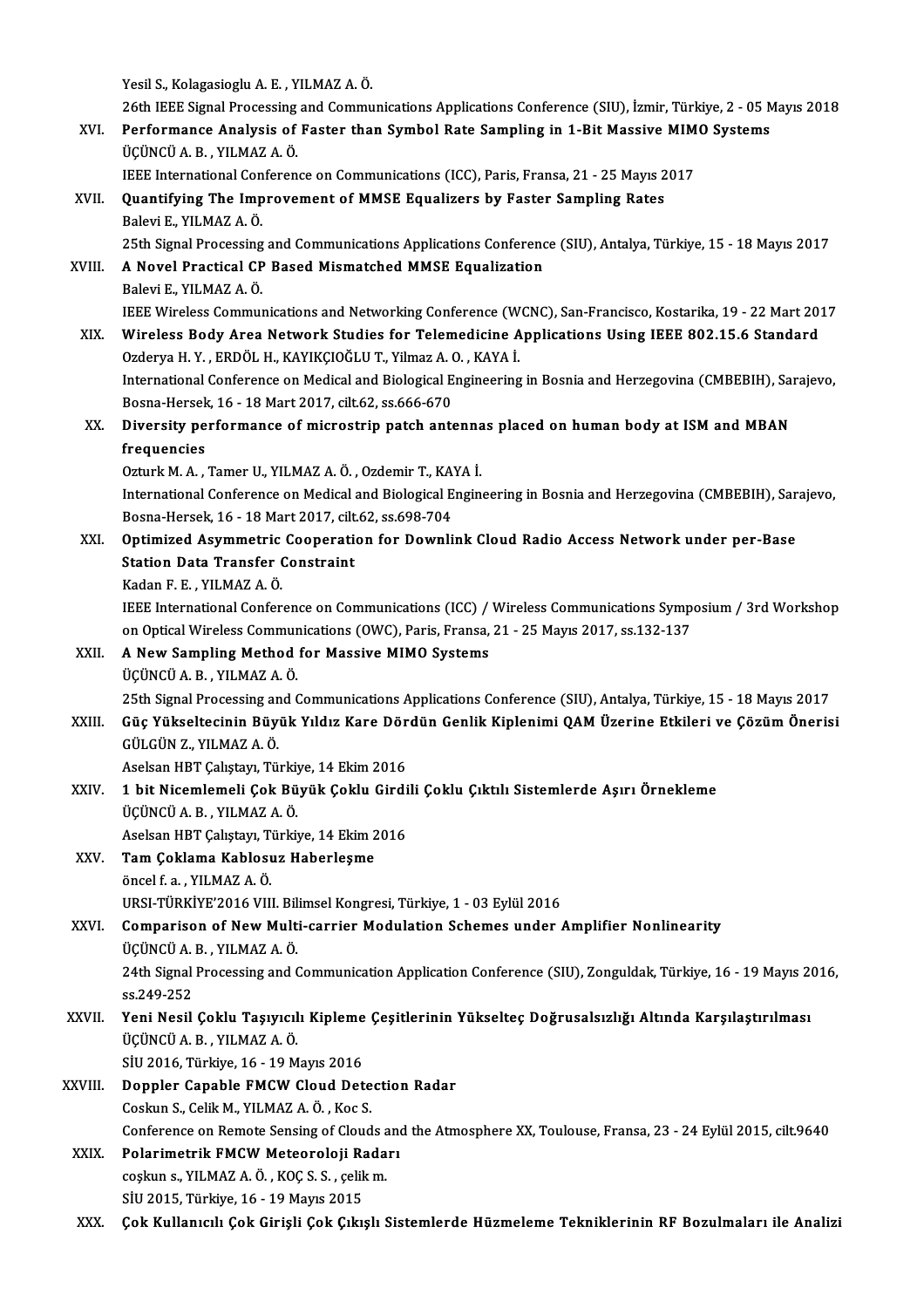Yesil S., Kolagasioglu A. E. , YILMAZ A. Ö.
26th IEEE Signal Processing and Communications Applications Conference (SIU), İzmir, Türkiye, 2 - 05 Mayıs 2018

XVI. **Performance Analysis of Faster than Symbol Rate Sampling in 1-Bit Massive MIMO Systems**
ÜÇÜNCÜ A. B. , YILMAZ A. Ö.
IEEE International Conference on Communications (ICC), Paris, Fransa, 21 - 25 Mayıs 2017

XVII. **Quantifying The Improvement of MMSE Equalizers by Faster Sampling Rates**
Balevi E., YILMAZ A. Ö.
25th Signal Processing and Communications Applications Conference (SIU), Antalya, Türkiye, 15 - 18 Mayıs 2017

XVIII. **A Novel Practical CP Based Mismatched MMSE Equalization**
Balevi E., YILMAZ A. Ö.
IEEE Wireless Communications and Networking Conference (WCNC), San-Francisco, Kostarika, 19 - 22 Mart 2017

XIX. **Wireless Body Area Network Studies for Telemedicine Applications Using IEEE 802.15.6 Standard**
Ozderya H. Y. , ERDÖL H., KAYIKÇIOĞLU T., Yilmaz A. O. , KAYA İ.
International Conference on Medical and Biological Engineering in Bosnia and Herzegovina (CMBEBIH), Sarajevo, Bosna-Hersek, 16 - 18 Mart 2017, cilt.62, ss.666-670

XX. **Diversity performance of microstrip patch antennas placed on human body at ISM and MBAN frequencies**
Ozturk M. A. , Tamer U., YILMAZ A. Ö. , Ozdemir T., KAYA İ.
International Conference on Medical and Biological Engineering in Bosnia and Herzegovina (CMBEBIH), Sarajevo, Bosna-Hersek, 16 - 18 Mart 2017, cilt.62, ss.698-704

XXI. **Optimized Asymmetric Cooperation for Downlink Cloud Radio Access Network under per-Base Station Data Transfer Constraint**
Kadan F. E. , YILMAZ A. Ö.
IEEE International Conference on Communications (ICC) / Wireless Communications Symposium / 3rd Workshop on Optical Wireless Communications (OWC), Paris, Fransa, 21 - 25 Mayıs 2017, ss.132-137

XXII. **A New Sampling Method for Massive MIMO Systems**
ÜÇÜNCÜ A. B. , YILMAZ A. Ö.
25th Signal Processing and Communications Applications Conference (SIU), Antalya, Türkiye, 15 - 18 Mayıs 2017

XXIII. **Güç Yükseltecinin Büyük Yıldız Kare Dördün Genlik Kiplenimi QAM Üzerine Etkileri ve Çözüm Önerisi**
GÜLGÜN Z., YILMAZ A. Ö.
Aselsan HBT Çalıştayı, Türkiye, 14 Ekim 2016

XXIV. **1 bit Nicemlemeli Çok Büyük Çoklu Girdili Çoklu Çıktılı Sistemlerde Aşırı Örnekleme**
ÜÇÜNCÜ A. B. , YILMAZ A. Ö.
Aselsan HBT Çalıştayı, Türkiye, 14 Ekim 2016

XXV. **Tam Çoklama Kablosuz Haberleşme**
öncel f. a. , YILMAZ A. Ö.
URSI-TÜRKİYE'2016 VIII. Bilimsel Kongresi, Türkiye, 1 - 03 Eylül 2016

XXVI. **Comparison of New Multi-carrier Modulation Schemes under Amplifier Nonlinearity**
ÜÇÜNCÜ A. B. , YILMAZ A. Ö.
24th Signal Processing and Communication Application Conference (SIU), Zonguldak, Türkiye, 16 - 19 Mayıs 2016, ss.249-252

XXVII. **Yeni Nesil Çoklu Taşıyıcılı Kipleme Çeşitlerinin Yükselteç Doğrusalsızlığı Altında Karşılaştırılması**
ÜÇÜNCÜ A. B. , YILMAZ A. Ö.
SİU 2016, Türkiye, 16 - 19 Mayıs 2016

XXVIII. **Doppler Capable FMCW Cloud Detection Radar**
Coskun S., Celik M., YILMAZ A. Ö. , Koc S.
Conference on Remote Sensing of Clouds and the Atmosphere XX, Toulouse, Fransa, 23 - 24 Eylül 2015, cilt.9640

XXIX. **Polarimetrik FMCW Meteoroloji Radarı**
coşkun s., YILMAZ A. Ö. , KOÇ S. S. , çelik m.
SİU 2015, Türkiye, 16 - 19 Mayıs 2015

XXX. **Çok Kullanıcılı Çok Girişli Çok Çıkışlı Sistemlerde Hüzmeleme Tekniklerinin RF Bozulmaları ile Analizi**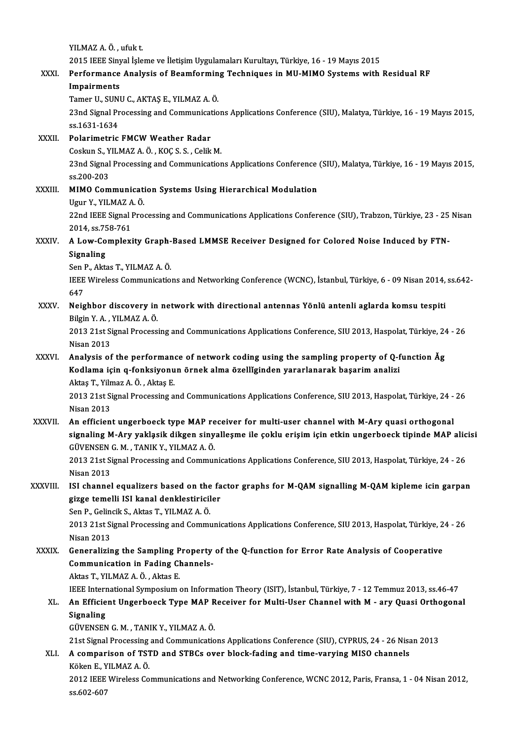YILMAZ A. Ö. , ufuk t.
2015 IEEE Sinyal İşleme ve İletişim Uygulamaları Kurultayı, Türkiye, 16 - 19 Mayıs 2015

XXXI. **Performance Analysis of Beamforming Techniques in MU-MIMO Systems with Residual RF Impairments**
Tamer U., SUNU C., AKTAŞ E., YILMAZ A. Ö.
23nd Signal Processing and Communications Applications Conference (SIU), Malatya, Türkiye, 16 - 19 Mayıs 2015, ss.1631-1634

XXXII. **Polarimetric FMCW Weather Radar**
Coskun S., YILMAZ A. Ö. , KOÇ S. S. , Celik M.
23nd Signal Processing and Communications Applications Conference (SIU), Malatya, Türkiye, 16 - 19 Mayıs 2015, ss.200-203

XXXIII. **MIMO Communication Systems Using Hierarchical Modulation**
Ugur Y., YILMAZ A. Ö.
22nd IEEE Signal Processing and Communications Applications Conference (SIU), Trabzon, Türkiye, 23 - 25 Nisan 2014, ss.758-761

XXXIV. **A Low-Complexity Graph-Based LMMSE Receiver Designed for Colored Noise Induced by FTN-Signaling**
Sen P., Aktas T., YILMAZ A. Ö.
IEEE Wireless Communications and Networking Conference (WCNC), İstanbul, Türkiye, 6 - 09 Nisan 2014, ss.642-647

XXXV. **Neighbor discovery in network with directional antennas Yönlü antenli aglarda komsu tespiti**
Bilgin Y. A. , YILMAZ A. Ö.
2013 21st Signal Processing and Communications Applications Conference, SIU 2013, Haspolat, Türkiye, 24 - 26 Nisan 2013

XXXVI. **Analysis of the performance of network coding using the sampling property of Q-function Ăg Kodlama için q-fonksiyonun örnek alma özellĭginden yararlanarak başarim analizi**
Aktaş T., Yilmaz A. Ö. , Aktaş E.
2013 21st Signal Processing and Communications Applications Conference, SIU 2013, Haspolat, Türkiye, 24 - 26 Nisan 2013

XXXVII. **An efficient ungerboeck type MAP receiver for multi-user channel with M-Ary quasi orthogonal signaling M-Ary yaklaşik dikgen sinyalleşme ile çoklu erişim için etkin ungerboeck tipinde MAP alicisi**
GÜVENSEN G. M. , TANIK Y., YILMAZ A. Ö.
2013 21st Signal Processing and Communications Applications Conference, SIU 2013, Haspolat, Türkiye, 24 - 26 Nisan 2013

XXXVIII. **ISI channel equalizers based on the factor graphs for M-QAM signalling M-QAM kipleme icin garpan gizge temelli ISI kanal denklestiriciler**
Sen P., Gelincik S., Aktas T., YILMAZ A. Ö.
2013 21st Signal Processing and Communications Applications Conference, SIU 2013, Haspolat, Türkiye, 24 - 26 Nisan 2013

XXXIX. **Generalizing the Sampling Property of the Q-function for Error Rate Analysis of Cooperative Communication in Fading Channels-**
Aktas T., YILMAZ A. Ö. , Aktas E.
IEEE International Symposium on Information Theory (ISIT), İstanbul, Türkiye, 7 - 12 Temmuz 2013, ss.46-47

XL. **An Efficient Ungerboeck Type MAP Receiver for Multi-User Channel with M - ary Quasi Orthogonal Signaling**
GÜVENSEN G. M. , TANIK Y., YILMAZ A. Ö.
21st Signal Processing and Communications Applications Conference (SIU), CYPRUS, 24 - 26 Nisan 2013

XLI. **A comparison of TSTD and STBCs over block-fading and time-varying MISO channels**
Köken E., YILMAZ A. Ö.
2012 IEEE Wireless Communications and Networking Conference, WCNC 2012, Paris, Fransa, 1 - 04 Nisan 2012, ss.602-607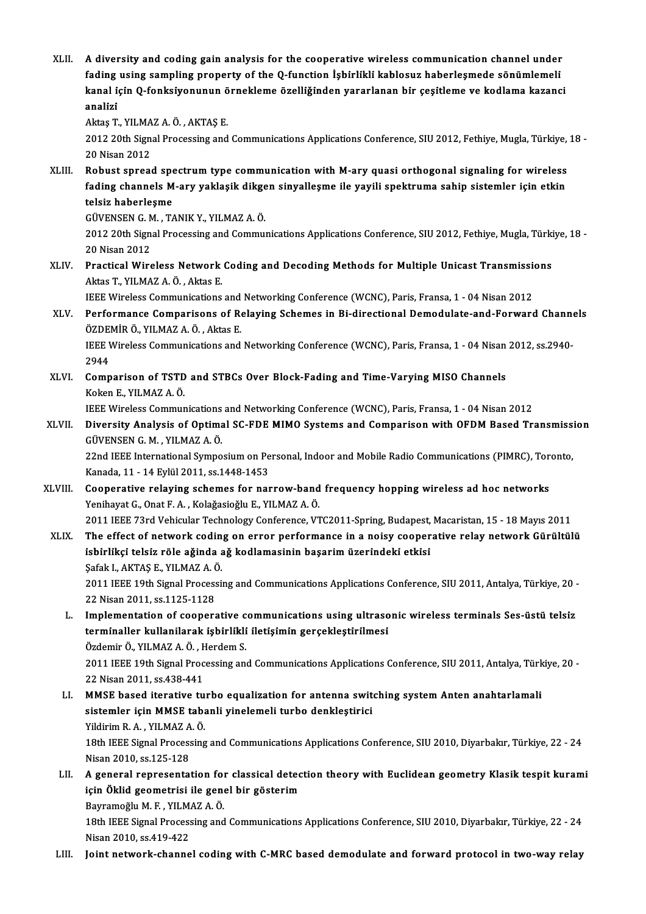XLII. **A diversity and coding gain analysis for the cooperative wireless communication channel under fading using sampling property of the Q-function İşbirlikli kablosuz haberleşmede sönümlemeli kanal için Q-fonksiyonunun örnekleme özelliğinden yararlanan bir çeşitleme ve kodlama kazanci analizi**
Aktaş T., YILMAZ A. Ö. , AKTAŞ E.
2012 20th Signal Processing and Communications Applications Conference, SIU 2012, Fethiye, Mugla, Türkiye, 18 - 20 Nisan 2012

XLIII. **Robust spread spectrum type communication with M-ary quasi orthogonal signaling for wireless fading channels M-ary yaklaşik dikgen sinyalleşme ile yayili spektruma sahip sistemler için etkin telsiz haberleşme**
GÜVENSEN G. M. , TANIK Y., YILMAZ A. Ö.
2012 20th Signal Processing and Communications Applications Conference, SIU 2012, Fethiye, Mugla, Türkiye, 18 - 20 Nisan 2012

XLIV. **Practical Wireless Network Coding and Decoding Methods for Multiple Unicast Transmissions**
Aktas T., YILMAZ A. Ö. , Aktas E.
IEEE Wireless Communications and Networking Conference (WCNC), Paris, Fransa, 1 - 04 Nisan 2012

XLV. **Performance Comparisons of Relaying Schemes in Bi-directional Demodulate-and-Forward Channels**
ÖZDEMİR Ö., YILMAZ A. Ö. , Aktas E.
IEEE Wireless Communications and Networking Conference (WCNC), Paris, Fransa, 1 - 04 Nisan 2012, ss.2940-2944

XLVI. **Comparison of TSTD and STBCs Over Block-Fading and Time-Varying MISO Channels**
Koken E., YILMAZ A. Ö.
IEEE Wireless Communications and Networking Conference (WCNC), Paris, Fransa, 1 - 04 Nisan 2012

XLVII. **Diversity Analysis of Optimal SC-FDE MIMO Systems and Comparison with OFDM Based Transmission**
GÜVENSEN G. M. , YILMAZ A. Ö.
22nd IEEE International Symposium on Personal, Indoor and Mobile Radio Communications (PIMRC), Toronto, Kanada, 11 - 14 Eylül 2011, ss.1448-1453

XLVIII. **Cooperative relaying schemes for narrow-band frequency hopping wireless ad hoc networks**
Yenihayat G., Onat F. A. , Kolağasioğlu E., YILMAZ A. Ö.
2011 IEEE 73rd Vehicular Technology Conference, VTC2011-Spring, Budapest, Macaristan, 15 - 18 Mayıs 2011

XLIX. **The effect of network coding on error performance in a noisy cooperative relay network Gürültülü isbirlikçi telsiz röle ağinda ağ kodlamasinin başarim üzerindeki etkisi**
Şafak I., AKTAŞ E., YILMAZ A. Ö.
2011 IEEE 19th Signal Processing and Communications Applications Conference, SIU 2011, Antalya, Türkiye, 20 - 22 Nisan 2011, ss.1125-1128

L. **Implementation of cooperative communications using ultrasonic wireless terminals Ses-üstü telsiz terminaller kullanilarak işbirlikli iletişimin gerçekleştirilmesi**
Özdemir Ö., YILMAZ A. Ö. , Herdem S.
2011 IEEE 19th Signal Processing and Communications Applications Conference, SIU 2011, Antalya, Türkiye, 20 - 22 Nisan 2011, ss.438-441

LI. **MMSE based iterative turbo equalization for antenna switching system Anten anahtarlamali sistemler için MMSE tabanli yinelemeli turbo denkleştirici**
Yildirim R. A. , YILMAZ A. Ö.
18th IEEE Signal Processing and Communications Applications Conference, SIU 2010, Diyarbakır, Türkiye, 22 - 24 Nisan 2010, ss.125-128

LII. **A general representation for classical detection theory with Euclidean geometry Klasik tespit kurami için Öklid geometrisi ile genel bir gösterim**
Bayramoğlu M. F. , YILMAZ A. Ö.
18th IEEE Signal Processing and Communications Applications Conference, SIU 2010, Diyarbakır, Türkiye, 22 - 24 Nisan 2010, ss.419-422

LIII. **Joint network-channel coding with C-MRC based demodulate and forward protocol in two-way relay**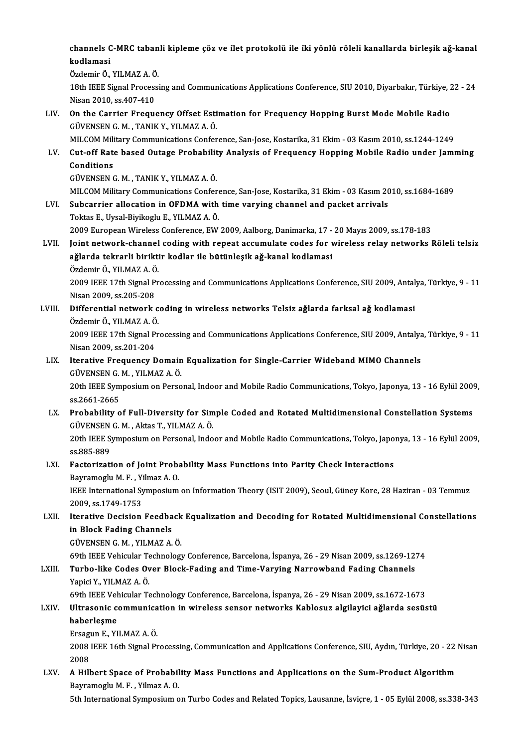channels C-MRC tabanli kipleme çöz ve ilet protokolü ile iki yönlü röleli kanallarda birleşik ağ-kanal kodlamasi
Özdemir Ö., YILMAZ A. Ö.
18th IEEE Signal Processing and Communications Applications Conference, SIU 2010, Diyarbakır, Türkiye, 22 - 24 Nisan 2010, ss.407-410

LIV. **On the Carrier Frequency Offset Estimation for Frequency Hopping Burst Mode Mobile Radio**
GÜVENSEN G. M. , TANIK Y., YILMAZ A. Ö.
MILCOM Military Communications Conference, San-Jose, Kostarika, 31 Ekim - 03 Kasım 2010, ss.1244-1249

LV. **Cut-off Rate based Outage Probability Analysis of Frequency Hopping Mobile Radio under Jamming Conditions**
GÜVENSEN G. M. , TANIK Y., YILMAZ A. Ö.
MILCOM Military Communications Conference, San-Jose, Kostarika, 31 Ekim - 03 Kasım 2010, ss.1684-1689

LVI. **Subcarrier allocation in OFDMA with time varying channel and packet arrivals**
Toktas E., Uysal-Biyikoglu E., YILMAZ A. Ö.
2009 European Wireless Conference, EW 2009, Aalborg, Danimarka, 17 - 20 Mayıs 2009, ss.178-183

LVII. **Joint network-channel coding with repeat accumulate codes for wireless relay networks Röleli telsiz ağlarda tekrarli biriktir kodlar ile bütünleşik ağ-kanal kodlamasi**
Özdemir Ö., YILMAZ A. Ö.
2009 IEEE 17th Signal Processing and Communications Applications Conference, SIU 2009, Antalya, Türkiye, 9 - 11 Nisan 2009, ss.205-208

LVIII. **Differential network coding in wireless networks Telsiz ağlarda farksal ağ kodlamasi**
Özdemir Ö., YILMAZ A. Ö.
2009 IEEE 17th Signal Processing and Communications Applications Conference, SIU 2009, Antalya, Türkiye, 9 - 11 Nisan 2009, ss.201-204

LIX. **Iterative Frequency Domain Equalization for Single-Carrier Wideband MIMO Channels**
GÜVENSEN G. M. , YILMAZ A. Ö.
20th IEEE Symposium on Personal, Indoor and Mobile Radio Communications, Tokyo, Japonya, 13 - 16 Eylül 2009, ss.2661-2665

LX. **Probability of Full-Diversity for Simple Coded and Rotated Multidimensional Constellation Systems**
GÜVENSEN G. M. , Aktas T., YILMAZ A. Ö.
20th IEEE Symposium on Personal, Indoor and Mobile Radio Communications, Tokyo, Japonya, 13 - 16 Eylül 2009, ss.885-889

LXI. **Factorization of Joint Probability Mass Functions into Parity Check Interactions**
Bayramoglu M. F. , Yilmaz A. O.
IEEE International Symposium on Information Theory (ISIT 2009), Seoul, Güney Kore, 28 Haziran - 03 Temmuz 2009, ss.1749-1753

LXII. **Iterative Decision Feedback Equalization and Decoding for Rotated Multidimensional Constellations in Block Fading Channels**
GÜVENSEN G. M. , YILMAZ A. Ö.
69th IEEE Vehicular Technology Conference, Barcelona, İspanya, 26 - 29 Nisan 2009, ss.1269-1274

LXIII. **Turbo-like Codes Over Block-Fading and Time-Varying Narrowband Fading Channels**
Yapici Y., YILMAZ A. Ö.
69th IEEE Vehicular Technology Conference, Barcelona, İspanya, 26 - 29 Nisan 2009, ss.1672-1673

LXIV. **Ultrasonic communication in wireless sensor networks Kablosuz algilayici ağlarda sesüstü haberleşme**
Ersagun E., YILMAZ A. Ö.
2008 IEEE 16th Signal Processing, Communication and Applications Conference, SIU, Aydın, Türkiye, 20 - 22 Nisan 2008

LXV. **A Hilbert Space of Probability Mass Functions and Applications on the Sum-Product Algorithm**
Bayramoglu M. F. , Yilmaz A. O.
5th International Symposium on Turbo Codes and Related Topics, Lausanne, İsviçre, 1 - 05 Eylül 2008, ss.338-343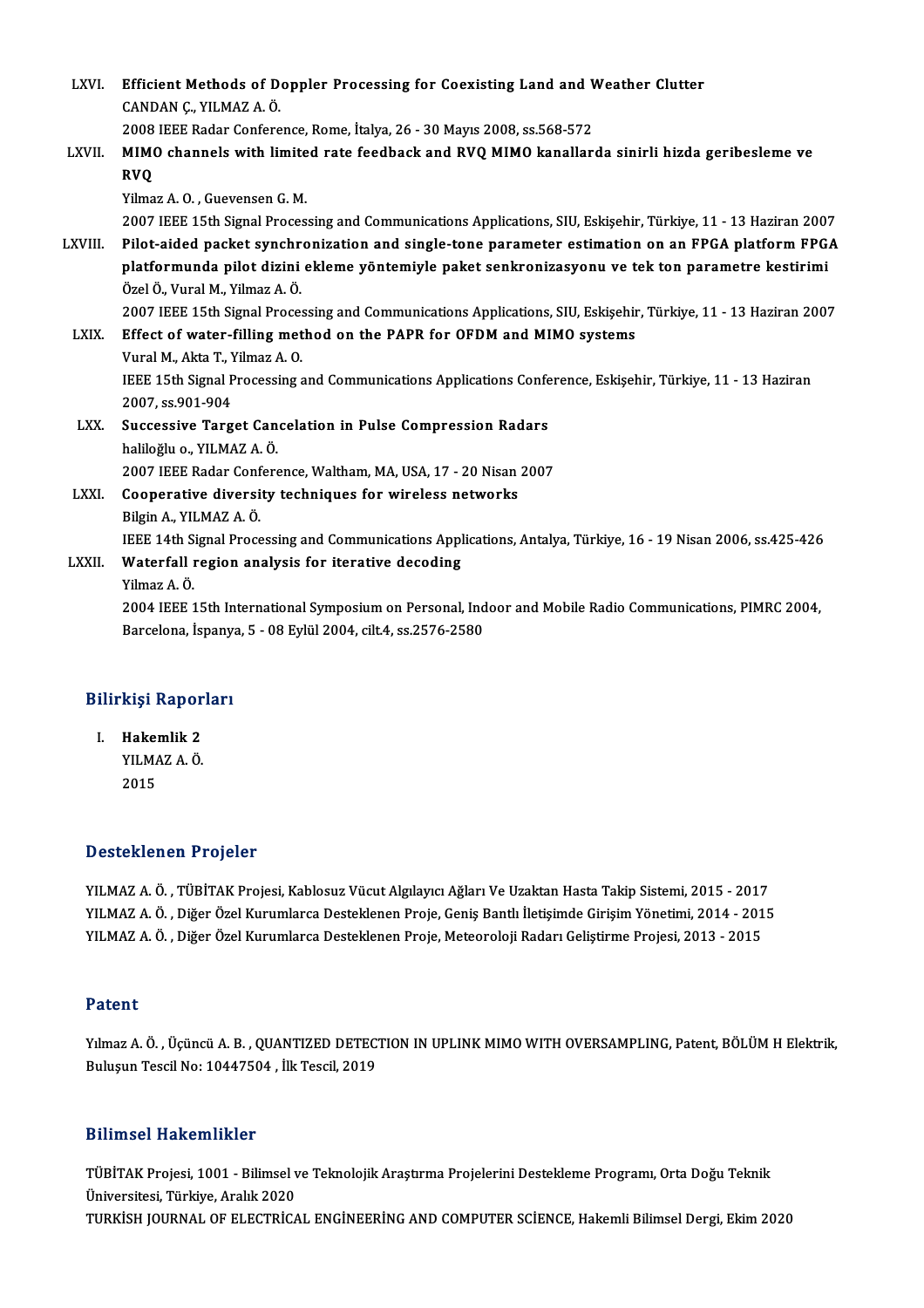LXVI. **Efficient Methods of Doppler Processing for Coexisting Land and Weather Clutter**
CANDAN Ç., YILMAZ A. Ö.
2008 IEEE Radar Conference, Rome, İtalya, 26 - 30 Mayıs 2008, ss.568-572

LXVII. **MIMO channels with limited rate feedback and RVQ MIMO kanallarda sinirli hizda geribesleme ve RVQ**
Yilmaz A. O. , Guevensen G. M.
2007 IEEE 15th Signal Processing and Communications Applications, SIU, Eskişehir, Türkiye, 11 - 13 Haziran 2007

LXVIII. **Pilot-aided packet synchronization and single-tone parameter estimation on an FPGA platform FPGA platformunda pilot dizini ekleme yöntemiyle paket senkronizasyonu ve tek ton parametre kestirimi**
Özel Ö., Vural M., Yilmaz A. Ö.
2007 IEEE 15th Signal Processing and Communications Applications, SIU, Eskişehir, Türkiye, 11 - 13 Haziran 2007

LXIX. **Effect of water-filling method on the PAPR for OFDM and MIMO systems**
Vural M., Akta T., Yilmaz A. O.
IEEE 15th Signal Processing and Communications Applications Conference, Eskişehir, Türkiye, 11 - 13 Haziran 2007, ss.901-904

LXX. **Successive Target Cancelation in Pulse Compression Radars**
haliloğlu o., YILMAZ A. Ö.
2007 IEEE Radar Conference, Waltham, MA, USA, 17 - 20 Nisan 2007

LXXI. **Cooperative diversity techniques for wireless networks**
Bilgin A., YILMAZ A. Ö.
IEEE 14th Signal Processing and Communications Applications, Antalya, Türkiye, 16 - 19 Nisan 2006, ss.425-426

LXXII. **Waterfall region analysis for iterative decoding**
Yilmaz A. Ö.
2004 IEEE 15th International Symposium on Personal, Indoor and Mobile Radio Communications, PIMRC 2004, Barcelona, İspanya, 5 - 08 Eylül 2004, cilt.4, ss.2576-2580

## Bilirkişi Raporları

I. **Hakemlik 2**
YILMAZ A. Ö.
2015

## Desteklenen Projeler

YILMAZ A. Ö. , TÜBİTAK Projesi, Kablosuz Vücut Algılayıcı Ağları Ve Uzaktan Hasta Takip Sistemi, 2015 - 2017
YILMAZ A. Ö. , Diğer Özel Kurumlarca Desteklenen Proje, Geniş Bantlı İletişimde Girişim Yönetimi, 2014 - 2015
YILMAZ A. Ö. , Diğer Özel Kurumlarca Desteklenen Proje, Meteoroloji Radarı Geliştirme Projesi, 2013 - 2015

## Patent

Yılmaz A. Ö. , Üçüncü A. B. , QUANTIZED DETECTION IN UPLINK MIMO WITH OVERSAMPLING, Patent, BÖLÜM H Elektrik, Buluşun Tescil No: 10447504 , İlk Tescil, 2019

## Bilimsel Hakemlikler

TÜBİTAK Projesi, 1001 - Bilimsel ve Teknolojik Araştırma Projelerini Destekleme Programı, Orta Doğu Teknik Üniversitesi, Türkiye, Aralık 2020
TURKİSH JOURNAL OF ELECTRİCAL ENGİNEERİNG AND COMPUTER SCİENCE, Hakemli Bilimsel Dergi, Ekim 2020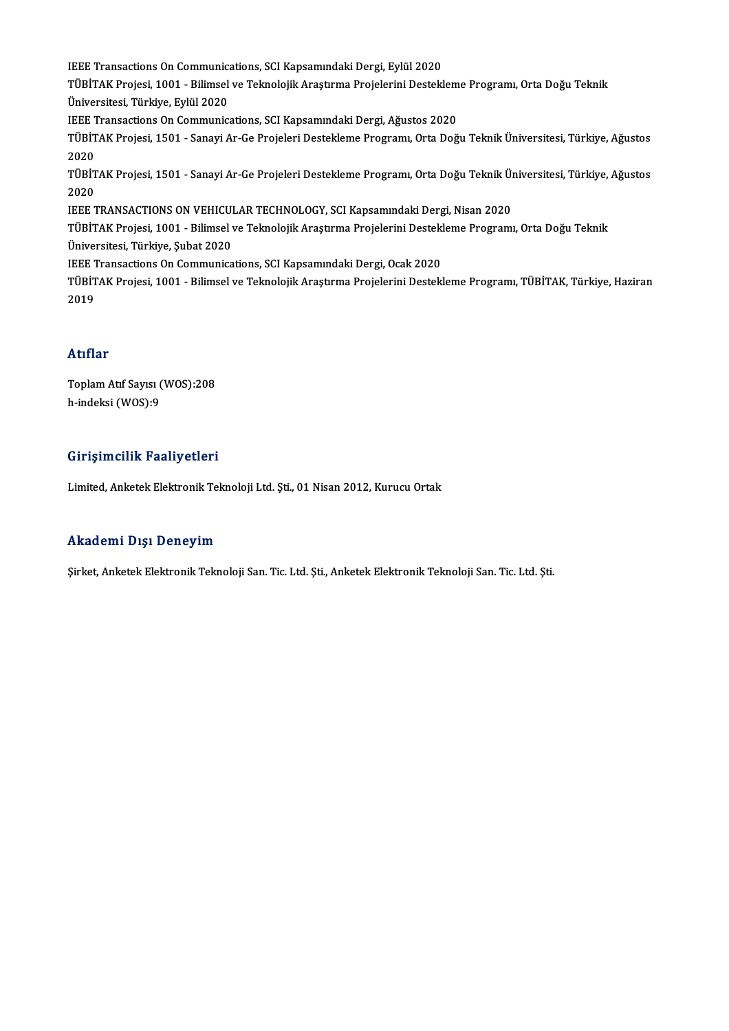IEEE Transactions On Communications, SCI Kapsamındaki Dergi, Eylül 2020

TÜBİTAK Projesi, 1001 - Bilimsel ve Teknolojik Araştırma Projelerini Destekleme Programı, Orta Doğu Teknik Üniversitesi, Türkiye, Eylül 2020

IEEE Transactions On Communications, SCI Kapsamındaki Dergi, Ağustos 2020

TÜBİTAK Projesi, 1501 - Sanayi Ar-Ge Projeleri Destekleme Programı, Orta Doğu Teknik Üniversitesi, Türkiye, Ağustos 2020

TÜBİTAK Projesi, 1501 - Sanayi Ar-Ge Projeleri Destekleme Programı, Orta Doğu Teknik Üniversitesi, Türkiye, Ağustos 2020

IEEE TRANSACTIONS ON VEHICULAR TECHNOLOGY, SCI Kapsamındaki Dergi, Nisan 2020

TÜBİTAK Projesi, 1001 - Bilimsel ve Teknolojik Araştırma Projelerini Destekleme Programı, Orta Doğu Teknik Üniversitesi, Türkiye, Şubat 2020

IEEE Transactions On Communications, SCI Kapsamındaki Dergi, Ocak 2020

TÜBİTAK Projesi, 1001 - Bilimsel ve Teknolojik Araştırma Projelerini Destekleme Programı, TÜBİTAK, Türkiye, Haziran 2019

## Atıflar

Toplam Atıf Sayısı (WOS):208

h-indeksi (WOS):9

## Girişimcilik Faaliyetleri

Limited, Anketek Elektronik Teknoloji Ltd. Şti., 01 Nisan 2012, Kurucu Ortak

## Akademi Dışı Deneyim

Şirket, Anketek Elektronik Teknoloji San. Tic. Ltd. Şti., Anketek Elektronik Teknoloji San. Tic. Ltd. Şti.